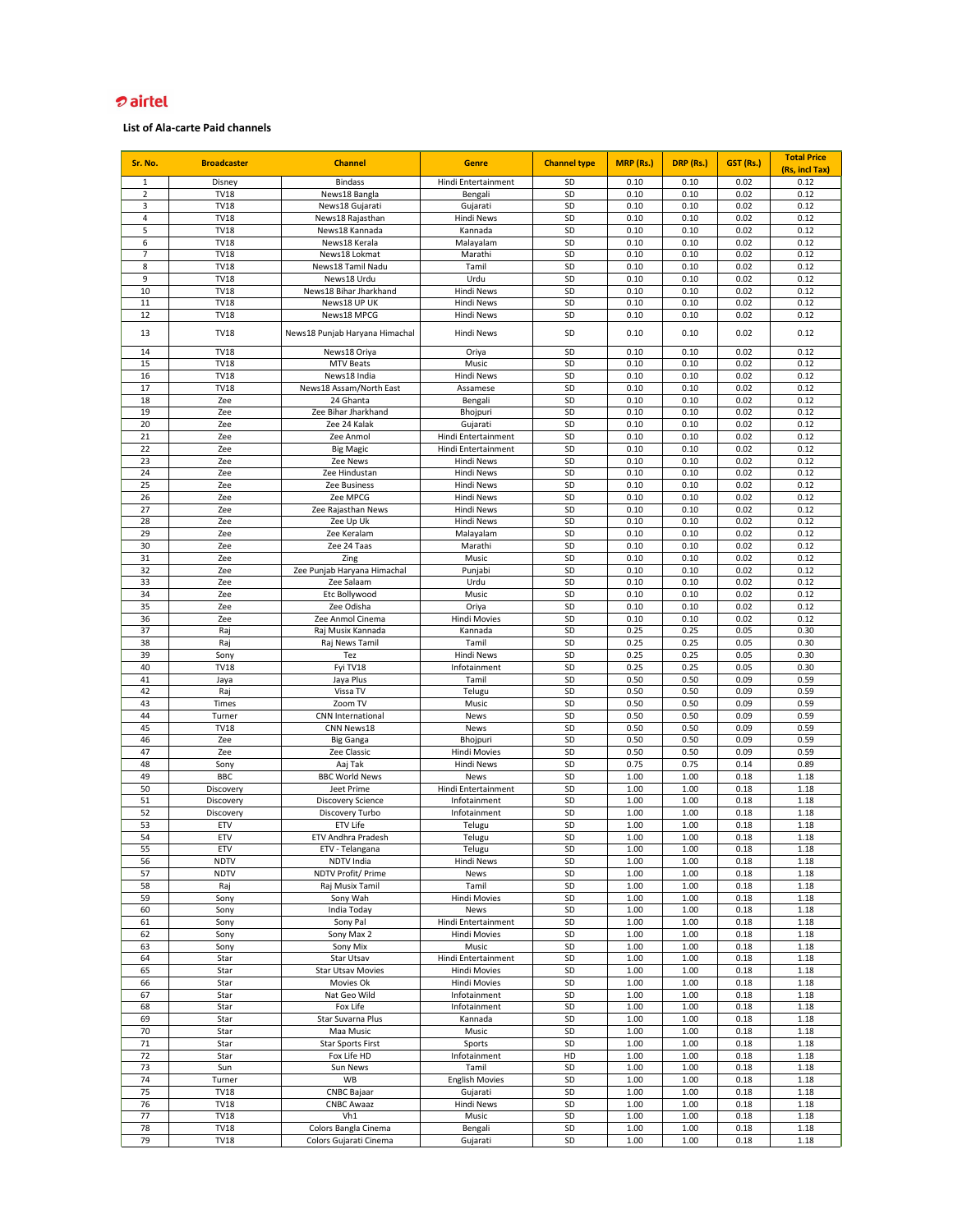airtel

**List of Ala-carte Paid channels**

| Sr. No. | Broadcaster | Channel | Genre | Channel type | MRP (Rs.) | DRP (Rs.) | GST (Rs.) | Total Price (Rs, incl Tax) |
|---|---|---|---|---|---|---|---|---|
| 1 | Disney | Bindass | Hindi Entertainment | SD | 0.10 | 0.10 | 0.02 | 0.12 |
| 2 | TV18 | News18 Bangla | Bengali | SD | 0.10 | 0.10 | 0.02 | 0.12 |
| 3 | TV18 | News18 Gujarati | Gujarati | SD | 0.10 | 0.10 | 0.02 | 0.12 |
| 4 | TV18 | News18 Rajasthan | Hindi News | SD | 0.10 | 0.10 | 0.02 | 0.12 |
| 5 | TV18 | News18 Kannada | Kannada | SD | 0.10 | 0.10 | 0.02 | 0.12 |
| 6 | TV18 | News18 Kerala | Malayalam | SD | 0.10 | 0.10 | 0.02 | 0.12 |
| 7 | TV18 | News18 Lokmat | Marathi | SD | 0.10 | 0.10 | 0.02 | 0.12 |
| 8 | TV18 | News18 Tamil Nadu | Tamil | SD | 0.10 | 0.10 | 0.02 | 0.12 |
| 9 | TV18 | News18 Urdu | Urdu | SD | 0.10 | 0.10 | 0.02 | 0.12 |
| 10 | TV18 | News18 Bihar Jharkhand | Hindi News | SD | 0.10 | 0.10 | 0.02 | 0.12 |
| 11 | TV18 | News18 UP UK | Hindi News | SD | 0.10 | 0.10 | 0.02 | 0.12 |
| 12 | TV18 | News18 MPCG | Hindi News | SD | 0.10 | 0.10 | 0.02 | 0.12 |
| 13 | TV18 | News18 Punjab Haryana Himachal | Hindi News | SD | 0.10 | 0.10 | 0.02 | 0.12 |
| 14 | TV18 | News18 Oriya | Oriya | SD | 0.10 | 0.10 | 0.02 | 0.12 |
| 15 | TV18 | MTV Beats | Music | SD | 0.10 | 0.10 | 0.02 | 0.12 |
| 16 | TV18 | News18 India | Hindi News | SD | 0.10 | 0.10 | 0.02 | 0.12 |
| 17 | TV18 | News18 Assam/North East | Assamese | SD | 0.10 | 0.10 | 0.02 | 0.12 |
| 18 | Zee | 24 Ghanta | Bengali | SD | 0.10 | 0.10 | 0.02 | 0.12 |
| 19 | Zee | Zee Bihar Jharkhand | Bhojpuri | SD | 0.10 | 0.10 | 0.02 | 0.12 |
| 20 | Zee | Zee 24 Kalak | Gujarati | SD | 0.10 | 0.10 | 0.02 | 0.12 |
| 21 | Zee | Zee Anmol | Hindi Entertainment | SD | 0.10 | 0.10 | 0.02 | 0.12 |
| 22 | Zee | Big Magic | Hindi Entertainment | SD | 0.10 | 0.10 | 0.02 | 0.12 |
| 23 | Zee | Zee News | Hindi News | SD | 0.10 | 0.10 | 0.02 | 0.12 |
| 24 | Zee | Zee Hindustan | Hindi News | SD | 0.10 | 0.10 | 0.02 | 0.12 |
| 25 | Zee | Zee Business | Hindi News | SD | 0.10 | 0.10 | 0.02 | 0.12 |
| 26 | Zee | Zee MPCG | Hindi News | SD | 0.10 | 0.10 | 0.02 | 0.12 |
| 27 | Zee | Zee Rajasthan News | Hindi News | SD | 0.10 | 0.10 | 0.02 | 0.12 |
| 28 | Zee | Zee Up Uk | Hindi News | SD | 0.10 | 0.10 | 0.02 | 0.12 |
| 29 | Zee | Zee Keralam | Malayalam | SD | 0.10 | 0.10 | 0.02 | 0.12 |
| 30 | Zee | Zee 24 Taas | Marathi | SD | 0.10 | 0.10 | 0.02 | 0.12 |
| 31 | Zee | Zing | Music | SD | 0.10 | 0.10 | 0.02 | 0.12 |
| 32 | Zee | Zee Punjab Haryana Himachal | Punjabi | SD | 0.10 | 0.10 | 0.02 | 0.12 |
| 33 | Zee | Zee Salaam | Urdu | SD | 0.10 | 0.10 | 0.02 | 0.12 |
| 34 | Zee | Etc Bollywood | Music | SD | 0.10 | 0.10 | 0.02 | 0.12 |
| 35 | Zee | Zee Odisha | Oriya | SD | 0.10 | 0.10 | 0.02 | 0.12 |
| 36 | Zee | Zee Anmol Cinema | Hindi Movies | SD | 0.10 | 0.10 | 0.02 | 0.12 |
| 37 | Raj | Raj Musix Kannada | Kannada | SD | 0.25 | 0.25 | 0.05 | 0.30 |
| 38 | Raj | Raj News Tamil | Tamil | SD | 0.25 | 0.25 | 0.05 | 0.30 |
| 39 | Sony | Tez | Hindi News | SD | 0.25 | 0.25 | 0.05 | 0.30 |
| 40 | TV18 | Fyi TV18 | Infotainment | SD | 0.25 | 0.25 | 0.05 | 0.30 |
| 41 | Jaya | Jaya Plus | Tamil | SD | 0.50 | 0.50 | 0.09 | 0.59 |
| 42 | Raj | Vissa TV | Telugu | SD | 0.50 | 0.50 | 0.09 | 0.59 |
| 43 | Times | Zoom TV | Music | SD | 0.50 | 0.50 | 0.09 | 0.59 |
| 44 | Turner | CNN International | News | SD | 0.50 | 0.50 | 0.09 | 0.59 |
| 45 | TV18 | CNN News18 | News | SD | 0.50 | 0.50 | 0.09 | 0.59 |
| 46 | Zee | Big Ganga | Bhojpuri | SD | 0.50 | 0.50 | 0.09 | 0.59 |
| 47 | Zee | Zee Classic | Hindi Movies | SD | 0.50 | 0.50 | 0.09 | 0.59 |
| 48 | Sony | Aaj Tak | Hindi News | SD | 0.75 | 0.75 | 0.14 | 0.89 |
| 49 | BBC | BBC World News | News | SD | 1.00 | 1.00 | 0.18 | 1.18 |
| 50 | Discovery | Jeet Prime | Hindi Entertainment | SD | 1.00 | 1.00 | 0.18 | 1.18 |
| 51 | Discovery | Discovery Science | Infotainment | SD | 1.00 | 1.00 | 0.18 | 1.18 |
| 52 | Discovery | Discovery Turbo | Infotainment | SD | 1.00 | 1.00 | 0.18 | 1.18 |
| 53 | ETV | ETV Life | Telugu | SD | 1.00 | 1.00 | 0.18 | 1.18 |
| 54 | ETV | ETV Andhra Pradesh | Telugu | SD | 1.00 | 1.00 | 0.18 | 1.18 |
| 55 | ETV | ETV - Telangana | Telugu | SD | 1.00 | 1.00 | 0.18 | 1.18 |
| 56 | NDTV | NDTV India | Hindi News | SD | 1.00 | 1.00 | 0.18 | 1.18 |
| 57 | NDTV | NDTV Profit/ Prime | News | SD | 1.00 | 1.00 | 0.18 | 1.18 |
| 58 | Raj | Raj Musix Tamil | Tamil | SD | 1.00 | 1.00 | 0.18 | 1.18 |
| 59 | Sony | Sony Wah | Hindi Movies | SD | 1.00 | 1.00 | 0.18 | 1.18 |
| 60 | Sony | India Today | News | SD | 1.00 | 1.00 | 0.18 | 1.18 |
| 61 | Sony | Sony Pal | Hindi Entertainment | SD | 1.00 | 1.00 | 0.18 | 1.18 |
| 62 | Sony | Sony Max 2 | Hindi Movies | SD | 1.00 | 1.00 | 0.18 | 1.18 |
| 63 | Sony | Sony Mix | Music | SD | 1.00 | 1.00 | 0.18 | 1.18 |
| 64 | Star | Star Utsav | Hindi Entertainment | SD | 1.00 | 1.00 | 0.18 | 1.18 |
| 65 | Star | Star Utsav Movies | Hindi Movies | SD | 1.00 | 1.00 | 0.18 | 1.18 |
| 66 | Star | Movies Ok | Hindi Movies | SD | 1.00 | 1.00 | 0.18 | 1.18 |
| 67 | Star | Nat Geo Wild | Infotainment | SD | 1.00 | 1.00 | 0.18 | 1.18 |
| 68 | Star | Fox Life | Infotainment | SD | 1.00 | 1.00 | 0.18 | 1.18 |
| 69 | Star | Star Suvarna Plus | Kannada | SD | 1.00 | 1.00 | 0.18 | 1.18 |
| 70 | Star | Maa Music | Music | SD | 1.00 | 1.00 | 0.18 | 1.18 |
| 71 | Star | Star Sports First | Sports | SD | 1.00 | 1.00 | 0.18 | 1.18 |
| 72 | Star | Fox Life HD | Infotainment | HD | 1.00 | 1.00 | 0.18 | 1.18 |
| 73 | Sun | Sun News | Tamil | SD | 1.00 | 1.00 | 0.18 | 1.18 |
| 74 | Turner | WB | English Movies | SD | 1.00 | 1.00 | 0.18 | 1.18 |
| 75 | TV18 | CNBC Bajaar | Gujarati | SD | 1.00 | 1.00 | 0.18 | 1.18 |
| 76 | TV18 | CNBC Awaaz | Hindi News | SD | 1.00 | 1.00 | 0.18 | 1.18 |
| 77 | TV18 | Vh1 | Music | SD | 1.00 | 1.00 | 0.18 | 1.18 |
| 78 | TV18 | Colors Bangla Cinema | Bengali | SD | 1.00 | 1.00 | 0.18 | 1.18 |
| 79 | TV18 | Colors Gujarati Cinema | Gujarati | SD | 1.00 | 1.00 | 0.18 | 1.18 |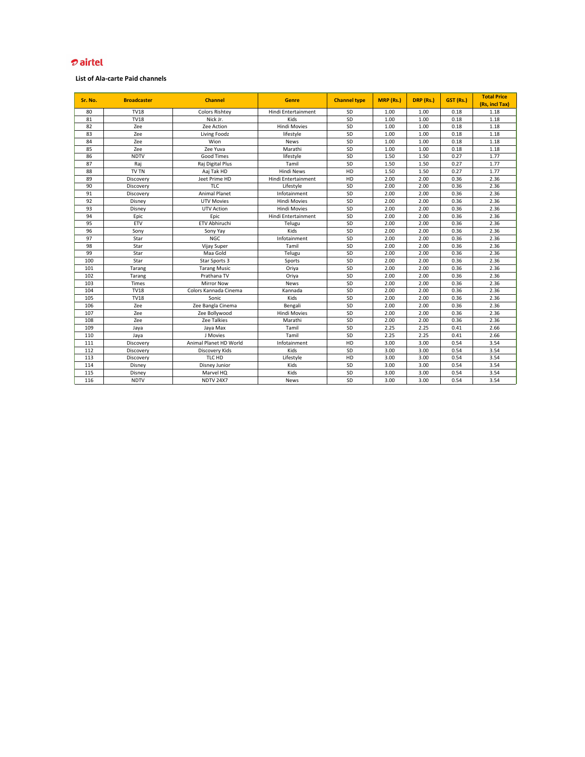airtel

**List of Ala-carte Paid channels**

| Sr. No. | Broadcaster | Channel | Genre | Channel type | MRP (Rs.) | DRP (Rs.) | GST (Rs.) | Total Price (Rs, incl Tax) |
|---|---|---|---|---|---|---|---|---|
| 80 | TV18 | Colors Rishtey | Hindi Entertainment | SD | 1.00 | 1.00 | 0.18 | 1.18 |
| 81 | TV18 | Nick Jr. | Kids | SD | 1.00 | 1.00 | 0.18 | 1.18 |
| 82 | Zee | Zee Action | Hindi Movies | SD | 1.00 | 1.00 | 0.18 | 1.18 |
| 83 | Zee | Living Foodz | lifestyle | SD | 1.00 | 1.00 | 0.18 | 1.18 |
| 84 | Zee | Wion | News | SD | 1.00 | 1.00 | 0.18 | 1.18 |
| 85 | Zee | Zee Yuva | Marathi | SD | 1.00 | 1.00 | 0.18 | 1.18 |
| 86 | NDTV | Good Times | lifestyle | SD | 1.50 | 1.50 | 0.27 | 1.77 |
| 87 | Raj | Raj Digital Plus | Tamil | SD | 1.50 | 1.50 | 0.27 | 1.77 |
| 88 | TV TN | Aaj Tak HD | Hindi News | HD | 1.50 | 1.50 | 0.27 | 1.77 |
| 89 | Discovery | Jeet Prime HD | Hindi Entertainment | HD | 2.00 | 2.00 | 0.36 | 2.36 |
| 90 | Discovery | TLC | Lifestyle | SD | 2.00 | 2.00 | 0.36 | 2.36 |
| 91 | Discovery | Animal Planet | Infotainment | SD | 2.00 | 2.00 | 0.36 | 2.36 |
| 92 | Disney | UTV Movies | Hindi Movies | SD | 2.00 | 2.00 | 0.36 | 2.36 |
| 93 | Disney | UTV Action | Hindi Movies | SD | 2.00 | 2.00 | 0.36 | 2.36 |
| 94 | Epic | Epic | Hindi Entertainment | SD | 2.00 | 2.00 | 0.36 | 2.36 |
| 95 | ETV | ETV Abhiruchi | Telugu | SD | 2.00 | 2.00 | 0.36 | 2.36 |
| 96 | Sony | Sony Yay | Kids | SD | 2.00 | 2.00 | 0.36 | 2.36 |
| 97 | Star | NGC | Infotainment | SD | 2.00 | 2.00 | 0.36 | 2.36 |
| 98 | Star | Vijay Super | Tamil | SD | 2.00 | 2.00 | 0.36 | 2.36 |
| 99 | Star | Maa Gold | Telugu | SD | 2.00 | 2.00 | 0.36 | 2.36 |
| 100 | Star | Star Sports 3 | Sports | SD | 2.00 | 2.00 | 0.36 | 2.36 |
| 101 | Tarang | Tarang Music | Oriya | SD | 2.00 | 2.00 | 0.36 | 2.36 |
| 102 | Tarang | Prathana TV | Oriya | SD | 2.00 | 2.00 | 0.36 | 2.36 |
| 103 | Times | Mirror Now | News | SD | 2.00 | 2.00 | 0.36 | 2.36 |
| 104 | TV18 | Colors Kannada Cinema | Kannada | SD | 2.00 | 2.00 | 0.36 | 2.36 |
| 105 | TV18 | Sonic | Kids | SD | 2.00 | 2.00 | 0.36 | 2.36 |
| 106 | Zee | Zee Bangla Cinema | Bengali | SD | 2.00 | 2.00 | 0.36 | 2.36 |
| 107 | Zee | Zee Bollywood | Hindi Movies | SD | 2.00 | 2.00 | 0.36 | 2.36 |
| 108 | Zee | Zee Talkies | Marathi | SD | 2.00 | 2.00 | 0.36 | 2.36 |
| 109 | Jaya | Jaya Max | Tamil | SD | 2.25 | 2.25 | 0.41 | 2.66 |
| 110 | Jaya | J Movies | Tamil | SD | 2.25 | 2.25 | 0.41 | 2.66 |
| 111 | Discovery | Animal Planet HD World | Infotainment | HD | 3.00 | 3.00 | 0.54 | 3.54 |
| 112 | Discovery | Discovery Kids | Kids | SD | 3.00 | 3.00 | 0.54 | 3.54 |
| 113 | Discovery | TLC HD | Lifestyle | HD | 3.00 | 3.00 | 0.54 | 3.54 |
| 114 | Disney | Disney Junior | Kids | SD | 3.00 | 3.00 | 0.54 | 3.54 |
| 115 | Disney | Marvel HQ | Kids | SD | 3.00 | 3.00 | 0.54 | 3.54 |
| 116 | NDTV | NDTV 24X7 | News | SD | 3.00 | 3.00 | 0.54 | 3.54 |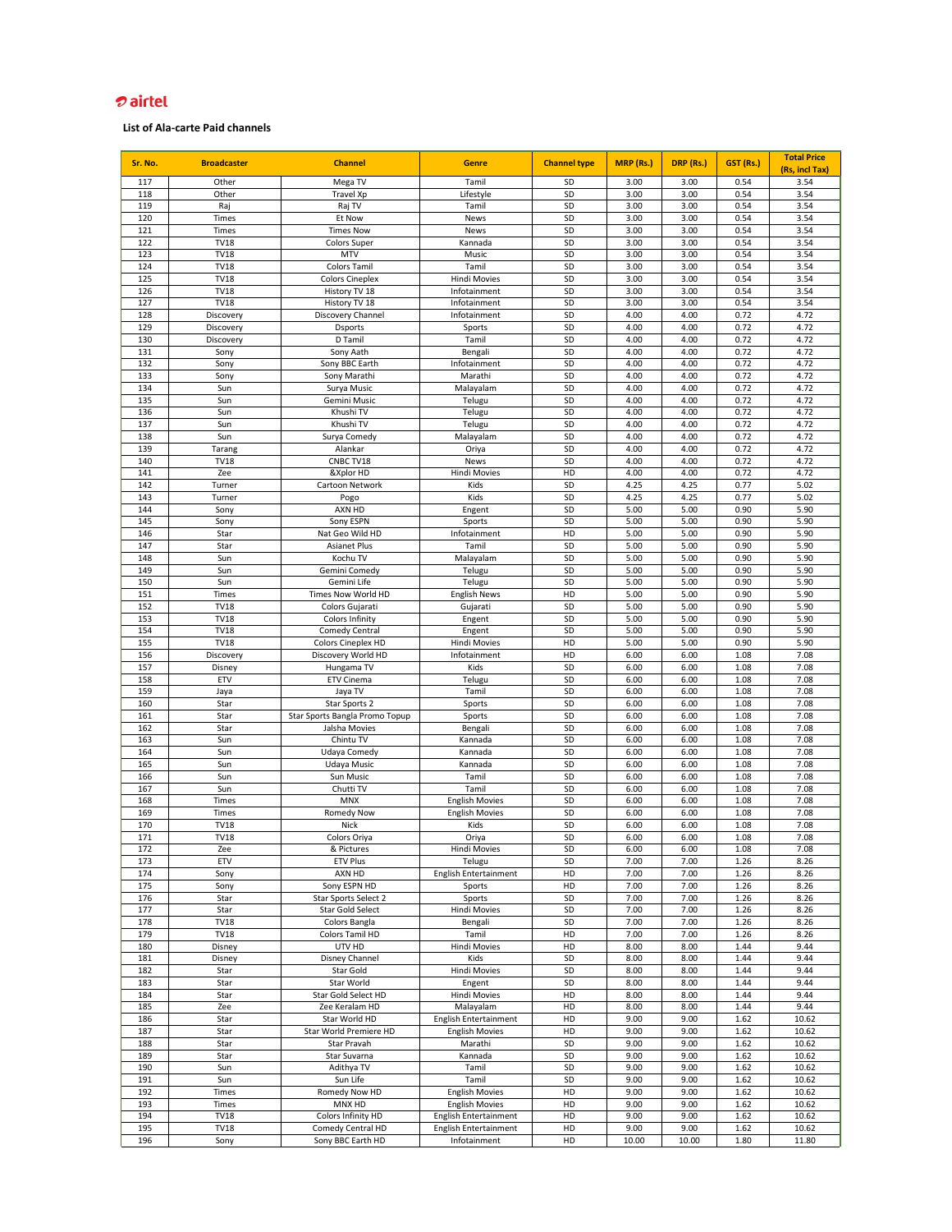airtel

**List of Ala-carte Paid channels**

| Sr. No. | Broadcaster | Channel | Genre | Channel type | MRP (Rs.) | DRP (Rs.) | GST (Rs.) | Total Price (Rs, incl Tax) |
|---|---|---|---|---|---|---|---|---|
| 117 | Other | Mega TV | Tamil | SD | 3.00 | 3.00 | 0.54 | 3.54 |
| 118 | Other | Travel Xp | Lifestyle | SD | 3.00 | 3.00 | 0.54 | 3.54 |
| 119 | Raj | Raj TV | Tamil | SD | 3.00 | 3.00 | 0.54 | 3.54 |
| 120 | Times | Et Now | News | SD | 3.00 | 3.00 | 0.54 | 3.54 |
| 121 | Times | Times Now | News | SD | 3.00 | 3.00 | 0.54 | 3.54 |
| 122 | TV18 | Colors Super | Kannada | SD | 3.00 | 3.00 | 0.54 | 3.54 |
| 123 | TV18 | MTV | Music | SD | 3.00 | 3.00 | 0.54 | 3.54 |
| 124 | TV18 | Colors Tamil | Tamil | SD | 3.00 | 3.00 | 0.54 | 3.54 |
| 125 | TV18 | Colors Cineplex | Hindi Movies | SD | 3.00 | 3.00 | 0.54 | 3.54 |
| 126 | TV18 | History TV 18 | Infotainment | SD | 3.00 | 3.00 | 0.54 | 3.54 |
| 127 | TV18 | History TV 18 | Infotainment | SD | 3.00 | 3.00 | 0.54 | 3.54 |
| 128 | Discovery | Discovery Channel | Infotainment | SD | 4.00 | 4.00 | 0.72 | 4.72 |
| 129 | Discovery | Dsports | Sports | SD | 4.00 | 4.00 | 0.72 | 4.72 |
| 130 | Discovery | D Tamil | Tamil | SD | 4.00 | 4.00 | 0.72 | 4.72 |
| 131 | Sony | Sony Aath | Bengali | SD | 4.00 | 4.00 | 0.72 | 4.72 |
| 132 | Sony | Sony BBC Earth | Infotainment | SD | 4.00 | 4.00 | 0.72 | 4.72 |
| 133 | Sony | Sony Marathi | Marathi | SD | 4.00 | 4.00 | 0.72 | 4.72 |
| 134 | Sun | Surya Music | Malayalam | SD | 4.00 | 4.00 | 0.72 | 4.72 |
| 135 | Sun | Gemini Music | Telugu | SD | 4.00 | 4.00 | 0.72 | 4.72 |
| 136 | Sun | Khushi TV | Telugu | SD | 4.00 | 4.00 | 0.72 | 4.72 |
| 137 | Sun | Khushi TV | Telugu | SD | 4.00 | 4.00 | 0.72 | 4.72 |
| 138 | Sun | Surya Comedy | Malayalam | SD | 4.00 | 4.00 | 0.72 | 4.72 |
| 139 | Tarang | Alankar | Oriya | SD | 4.00 | 4.00 | 0.72 | 4.72 |
| 140 | TV18 | CNBC TV18 | News | SD | 4.00 | 4.00 | 0.72 | 4.72 |
| 141 | Zee | &Xplor HD | Hindi Movies | HD | 4.00 | 4.00 | 0.72 | 4.72 |
| 142 | Turner | Cartoon Network | Kids | SD | 4.25 | 4.25 | 0.77 | 5.02 |
| 143 | Turner | Pogo | Kids | SD | 4.25 | 4.25 | 0.77 | 5.02 |
| 144 | Sony | AXN HD | Engent | SD | 5.00 | 5.00 | 0.90 | 5.90 |
| 145 | Sony | Sony ESPN | Sports | SD | 5.00 | 5.00 | 0.90 | 5.90 |
| 146 | Star | Nat Geo Wild HD | Infotainment | HD | 5.00 | 5.00 | 0.90 | 5.90 |
| 147 | Star | Asianet Plus | Tamil | SD | 5.00 | 5.00 | 0.90 | 5.90 |
| 148 | Sun | Kochu TV | Malayalam | SD | 5.00 | 5.00 | 0.90 | 5.90 |
| 149 | Sun | Gemini Comedy | Telugu | SD | 5.00 | 5.00 | 0.90 | 5.90 |
| 150 | Sun | Gemini Life | Telugu | SD | 5.00 | 5.00 | 0.90 | 5.90 |
| 151 | Times | Times Now World HD | English News | HD | 5.00 | 5.00 | 0.90 | 5.90 |
| 152 | TV18 | Colors Gujarati | Gujarati | SD | 5.00 | 5.00 | 0.90 | 5.90 |
| 153 | TV18 | Colors Infinity | Engent | SD | 5.00 | 5.00 | 0.90 | 5.90 |
| 154 | TV18 | Comedy Central | Engent | SD | 5.00 | 5.00 | 0.90 | 5.90 |
| 155 | TV18 | Colors Cineplex HD | Hindi Movies | HD | 5.00 | 5.00 | 0.90 | 5.90 |
| 156 | Discovery | Discovery World HD | Infotainment | HD | 6.00 | 6.00 | 1.08 | 7.08 |
| 157 | Disney | Hungama TV | Kids | SD | 6.00 | 6.00 | 1.08 | 7.08 |
| 158 | ETV | ETV Cinema | Telugu | SD | 6.00 | 6.00 | 1.08 | 7.08 |
| 159 | Jaya | Jaya TV | Tamil | SD | 6.00 | 6.00 | 1.08 | 7.08 |
| 160 | Star | Star Sports 2 | Sports | SD | 6.00 | 6.00 | 1.08 | 7.08 |
| 161 | Star | Star Sports Bangla Promo Topup | Sports | SD | 6.00 | 6.00 | 1.08 | 7.08 |
| 162 | Star | Jalsha Movies | Bengali | SD | 6.00 | 6.00 | 1.08 | 7.08 |
| 163 | Sun | Chintu TV | Kannada | SD | 6.00 | 6.00 | 1.08 | 7.08 |
| 164 | Sun | Udaya Comedy | Kannada | SD | 6.00 | 6.00 | 1.08 | 7.08 |
| 165 | Sun | Udaya Music | Kannada | SD | 6.00 | 6.00 | 1.08 | 7.08 |
| 166 | Sun | Sun Music | Tamil | SD | 6.00 | 6.00 | 1.08 | 7.08 |
| 167 | Sun | Chutti TV | Tamil | SD | 6.00 | 6.00 | 1.08 | 7.08 |
| 168 | Times | MNX | English Movies | SD | 6.00 | 6.00 | 1.08 | 7.08 |
| 169 | Times | Romedy Now | English Movies | SD | 6.00 | 6.00 | 1.08 | 7.08 |
| 170 | TV18 | Nick | Kids | SD | 6.00 | 6.00 | 1.08 | 7.08 |
| 171 | TV18 | Colors Oriya | Oriya | SD | 6.00 | 6.00 | 1.08 | 7.08 |
| 172 | Zee | & Pictures | Hindi Movies | SD | 6.00 | 6.00 | 1.08 | 7.08 |
| 173 | ETV | ETV Plus | Telugu | SD | 7.00 | 7.00 | 1.26 | 8.26 |
| 174 | Sony | AXN HD | English Entertainment | HD | 7.00 | 7.00 | 1.26 | 8.26 |
| 175 | Sony | Sony ESPN HD | Sports | HD | 7.00 | 7.00 | 1.26 | 8.26 |
| 176 | Star | Star Sports Select 2 | Sports | SD | 7.00 | 7.00 | 1.26 | 8.26 |
| 177 | Star | Star Gold Select | Hindi Movies | SD | 7.00 | 7.00 | 1.26 | 8.26 |
| 178 | TV18 | Colors Bangla | Bengali | SD | 7.00 | 7.00 | 1.26 | 8.26 |
| 179 | TV18 | Colors Tamil HD | Tamil | HD | 7.00 | 7.00 | 1.26 | 8.26 |
| 180 | Disney | UTV HD | Hindi Movies | HD | 8.00 | 8.00 | 1.44 | 9.44 |
| 181 | Disney | Disney Channel | Kids | SD | 8.00 | 8.00 | 1.44 | 9.44 |
| 182 | Star | Star Gold | Hindi Movies | SD | 8.00 | 8.00 | 1.44 | 9.44 |
| 183 | Star | Star World | Engent | SD | 8.00 | 8.00 | 1.44 | 9.44 |
| 184 | Star | Star Gold Select HD | Hindi Movies | HD | 8.00 | 8.00 | 1.44 | 9.44 |
| 185 | Zee | Zee Keralam HD | Malayalam | HD | 8.00 | 8.00 | 1.44 | 9.44 |
| 186 | Star | Star World HD | English Entertainment | HD | 9.00 | 9.00 | 1.62 | 10.62 |
| 187 | Star | Star World Premiere HD | English Movies | HD | 9.00 | 9.00 | 1.62 | 10.62 |
| 188 | Star | Star Pravah | Marathi | SD | 9.00 | 9.00 | 1.62 | 10.62 |
| 189 | Star | Star Suvarna | Kannada | SD | 9.00 | 9.00 | 1.62 | 10.62 |
| 190 | Sun | Adithya TV | Tamil | SD | 9.00 | 9.00 | 1.62 | 10.62 |
| 191 | Sun | Sun Life | Tamil | SD | 9.00 | 9.00 | 1.62 | 10.62 |
| 192 | Times | Romedy Now HD | English Movies | HD | 9.00 | 9.00 | 1.62 | 10.62 |
| 193 | Times | MNX HD | English Movies | HD | 9.00 | 9.00 | 1.62 | 10.62 |
| 194 | TV18 | Colors Infinity HD | English Entertainment | HD | 9.00 | 9.00 | 1.62 | 10.62 |
| 195 | TV18 | Comedy Central HD | English Entertainment | HD | 9.00 | 9.00 | 1.62 | 10.62 |
| 196 | Sony | Sony BBC Earth HD | Infotainment | HD | 10.00 | 10.00 | 1.80 | 11.80 |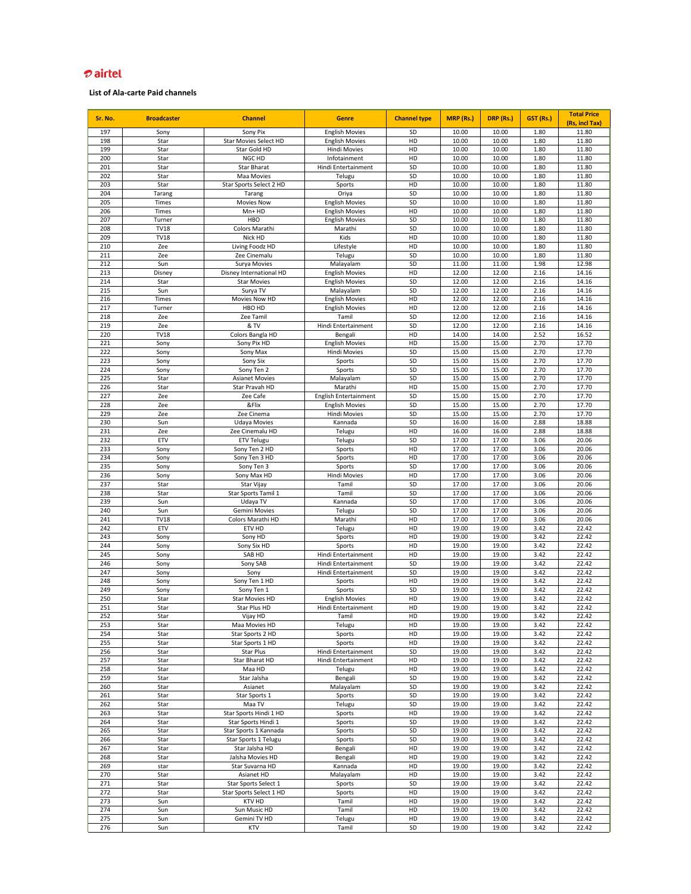airtel

**List of Ala-carte Paid channels**

| Sr. No. | Broadcaster | Channel | Genre | Channel type | MRP (Rs.) | DRP (Rs.) | GST (Rs.) | Total Price (Rs, incl Tax) |
|---|---|---|---|---|---|---|---|---|
| 197 | Sony | Sony Pix | English Movies | SD | 10.00 | 10.00 | 1.80 | 11.80 |
| 198 | Star | Star Movies Select HD | English Movies | HD | 10.00 | 10.00 | 1.80 | 11.80 |
| 199 | Star | Star Gold HD | Hindi Movies | HD | 10.00 | 10.00 | 1.80 | 11.80 |
| 200 | Star | NGC HD | Infotainment | HD | 10.00 | 10.00 | 1.80 | 11.80 |
| 201 | Star | Star Bharat | Hindi Entertainment | SD | 10.00 | 10.00 | 1.80 | 11.80 |
| 202 | Star | Maa Movies | Telugu | SD | 10.00 | 10.00 | 1.80 | 11.80 |
| 203 | Star | Star Sports Select 2 HD | Sports | HD | 10.00 | 10.00 | 1.80 | 11.80 |
| 204 | Tarang | Tarang | Oriya | SD | 10.00 | 10.00 | 1.80 | 11.80 |
| 205 | Times | Movies Now | English Movies | SD | 10.00 | 10.00 | 1.80 | 11.80 |
| 206 | Times | Mn+ HD | English Movies | HD | 10.00 | 10.00 | 1.80 | 11.80 |
| 207 | Turner | HBO | English Movies | SD | 10.00 | 10.00 | 1.80 | 11.80 |
| 208 | TV18 | Colors Marathi | Marathi | SD | 10.00 | 10.00 | 1.80 | 11.80 |
| 209 | TV18 | Nick HD | Kids | HD | 10.00 | 10.00 | 1.80 | 11.80 |
| 210 | Zee | Living Foodz HD | Lifestyle | HD | 10.00 | 10.00 | 1.80 | 11.80 |
| 211 | Zee | Zee Cinemalu | Telugu | SD | 10.00 | 10.00 | 1.80 | 11.80 |
| 212 | Sun | Surya Movies | Malayalam | SD | 11.00 | 11.00 | 1.98 | 12.98 |
| 213 | Disney | Disney International HD | English Movies | HD | 12.00 | 12.00 | 2.16 | 14.16 |
| 214 | Star | Star Movies | English Movies | SD | 12.00 | 12.00 | 2.16 | 14.16 |
| 215 | Sun | Surya TV | Malayalam | SD | 12.00 | 12.00 | 2.16 | 14.16 |
| 216 | Times | Movies Now HD | English Movies | HD | 12.00 | 12.00 | 2.16 | 14.16 |
| 217 | Turner | HBO HD | English Movies | HD | 12.00 | 12.00 | 2.16 | 14.16 |
| 218 | Zee | Zee Tamil | Tamil | SD | 12.00 | 12.00 | 2.16 | 14.16 |
| 219 | Zee | & TV | Hindi Entertainment | SD | 12.00 | 12.00 | 2.16 | 14.16 |
| 220 | TV18 | Colors Bangla HD | Bengali | HD | 14.00 | 14.00 | 2.52 | 16.52 |
| 221 | Sony | Sony Pix HD | English Movies | HD | 15.00 | 15.00 | 2.70 | 17.70 |
| 222 | Sony | Sony Max | Hindi Movies | SD | 15.00 | 15.00 | 2.70 | 17.70 |
| 223 | Sony | Sony Six | Sports | SD | 15.00 | 15.00 | 2.70 | 17.70 |
| 224 | Sony | Sony Ten 2 | Sports | SD | 15.00 | 15.00 | 2.70 | 17.70 |
| 225 | Star | Asianet Movies | Malayalam | SD | 15.00 | 15.00 | 2.70 | 17.70 |
| 226 | Star | Star Pravah HD | Marathi | HD | 15.00 | 15.00 | 2.70 | 17.70 |
| 227 | Zee | Zee Cafe | English Entertainment | SD | 15.00 | 15.00 | 2.70 | 17.70 |
| 228 | Zee | &Flix | English Movies | SD | 15.00 | 15.00 | 2.70 | 17.70 |
| 229 | Zee | Zee Cinema | Hindi Movies | SD | 15.00 | 15.00 | 2.70 | 17.70 |
| 230 | Sun | Udaya Movies | Kannada | SD | 16.00 | 16.00 | 2.88 | 18.88 |
| 231 | Zee | Zee Cinemalu HD | Telugu | HD | 16.00 | 16.00 | 2.88 | 18.88 |
| 232 | ETV | ETV Telugu | Telugu | SD | 17.00 | 17.00 | 3.06 | 20.06 |
| 233 | Sony | Sony Ten 2 HD | Sports | HD | 17.00 | 17.00 | 3.06 | 20.06 |
| 234 | Sony | Sony Ten 3 HD | Sports | HD | 17.00 | 17.00 | 3.06 | 20.06 |
| 235 | Sony | Sony Ten 3 | Sports | SD | 17.00 | 17.00 | 3.06 | 20.06 |
| 236 | Sony | Sony Max HD | Hindi Movies | HD | 17.00 | 17.00 | 3.06 | 20.06 |
| 237 | Star | Star Vijay | Tamil | SD | 17.00 | 17.00 | 3.06 | 20.06 |
| 238 | Star | Star Sports Tamil 1 | Tamil | SD | 17.00 | 17.00 | 3.06 | 20.06 |
| 239 | Sun | Udaya TV | Kannada | SD | 17.00 | 17.00 | 3.06 | 20.06 |
| 240 | Sun | Gemini Movies | Telugu | SD | 17.00 | 17.00 | 3.06 | 20.06 |
| 241 | TV18 | Colors Marathi HD | Marathi | HD | 17.00 | 17.00 | 3.06 | 20.06 |
| 242 | ETV | ETV HD | Telugu | HD | 19.00 | 19.00 | 3.42 | 22.42 |
| 243 | Sony | Sony HD | Sports | HD | 19.00 | 19.00 | 3.42 | 22.42 |
| 244 | Sony | Sony Six HD | Sports | HD | 19.00 | 19.00 | 3.42 | 22.42 |
| 245 | Sony | SAB HD | Hindi Entertainment | HD | 19.00 | 19.00 | 3.42 | 22.42 |
| 246 | Sony | Sony SAB | Hindi Entertainment | SD | 19.00 | 19.00 | 3.42 | 22.42 |
| 247 | Sony | Sony | Hindi Entertainment | SD | 19.00 | 19.00 | 3.42 | 22.42 |
| 248 | Sony | Sony Ten 1 HD | Sports | HD | 19.00 | 19.00 | 3.42 | 22.42 |
| 249 | Sony | Sony Ten 1 | Sports | SD | 19.00 | 19.00 | 3.42 | 22.42 |
| 250 | Star | Star Movies HD | English Movies | HD | 19.00 | 19.00 | 3.42 | 22.42 |
| 251 | Star | Star Plus HD | Hindi Entertainment | HD | 19.00 | 19.00 | 3.42 | 22.42 |
| 252 | Star | Vijay HD | Tamil | HD | 19.00 | 19.00 | 3.42 | 22.42 |
| 253 | Star | Maa Movies HD | Telugu | HD | 19.00 | 19.00 | 3.42 | 22.42 |
| 254 | Star | Star Sports 2 HD | Sports | HD | 19.00 | 19.00 | 3.42 | 22.42 |
| 255 | Star | Star Sports 1 HD | Sports | HD | 19.00 | 19.00 | 3.42 | 22.42 |
| 256 | Star | Star Plus | Hindi Entertainment | SD | 19.00 | 19.00 | 3.42 | 22.42 |
| 257 | Star | Star Bharat HD | Hindi Entertainment | HD | 19.00 | 19.00 | 3.42 | 22.42 |
| 258 | Star | Maa HD | Telugu | HD | 19.00 | 19.00 | 3.42 | 22.42 |
| 259 | Star | Star Jalsha | Bengali | SD | 19.00 | 19.00 | 3.42 | 22.42 |
| 260 | Star | Asianet | Malayalam | SD | 19.00 | 19.00 | 3.42 | 22.42 |
| 261 | Star | Star Sports 1 | Sports | SD | 19.00 | 19.00 | 3.42 | 22.42 |
| 262 | Star | Maa TV | Telugu | SD | 19.00 | 19.00 | 3.42 | 22.42 |
| 263 | Star | Star Sports Hindi 1 HD | Sports | HD | 19.00 | 19.00 | 3.42 | 22.42 |
| 264 | Star | Star Sports Hindi 1 | Sports | SD | 19.00 | 19.00 | 3.42 | 22.42 |
| 265 | Star | Star Sports 1 Kannada | Sports | SD | 19.00 | 19.00 | 3.42 | 22.42 |
| 266 | Star | Star Sports 1 Telugu | Sports | SD | 19.00 | 19.00 | 3.42 | 22.42 |
| 267 | Star | Star Jalsha HD | Bengali | HD | 19.00 | 19.00 | 3.42 | 22.42 |
| 268 | Star | Jalsha Movies HD | Bengali | HD | 19.00 | 19.00 | 3.42 | 22.42 |
| 269 | star | Star Suvarna HD | Kannada | HD | 19.00 | 19.00 | 3.42 | 22.42 |
| 270 | Star | Asianet HD | Malayalam | HD | 19.00 | 19.00 | 3.42 | 22.42 |
| 271 | Star | Star Sports Select 1 | Sports | SD | 19.00 | 19.00 | 3.42 | 22.42 |
| 272 | Star | Star Sports Select 1 HD | Sports | HD | 19.00 | 19.00 | 3.42 | 22.42 |
| 273 | Sun | KTV HD | Tamil | HD | 19.00 | 19.00 | 3.42 | 22.42 |
| 274 | Sun | Sun Music HD | Tamil | HD | 19.00 | 19.00 | 3.42 | 22.42 |
| 275 | Sun | Gemini TV HD | Telugu | HD | 19.00 | 19.00 | 3.42 | 22.42 |
| 276 | Sun | KTV | Tamil | SD | 19.00 | 19.00 | 3.42 | 22.42 |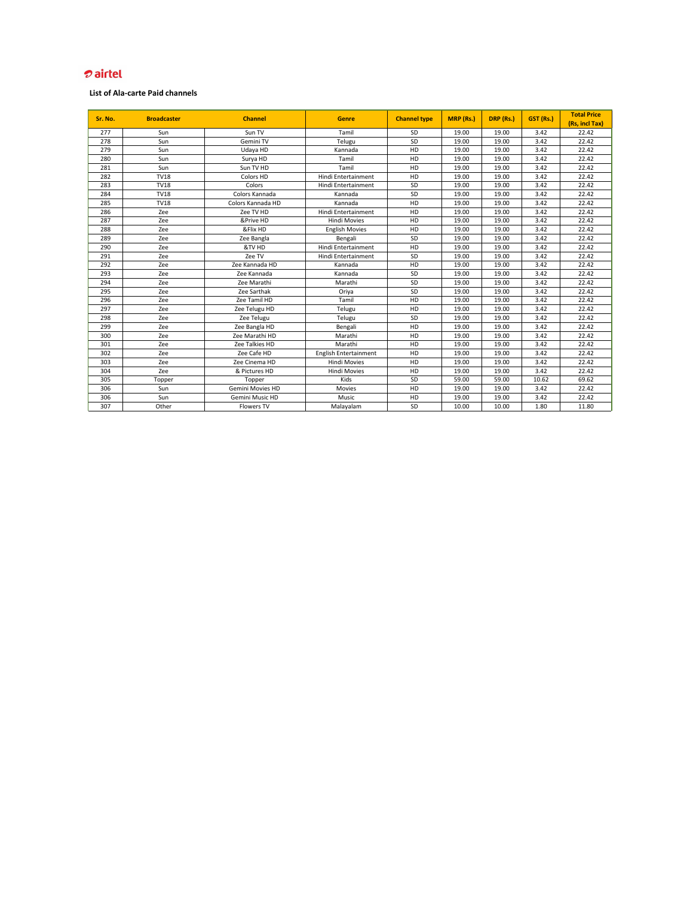airtel

**List of Ala-carte Paid channels**

| Sr. No. | Broadcaster | Channel | Genre | Channel type | MRP (Rs.) | DRP (Rs.) | GST (Rs.) | Total Price (Rs, incl Tax) |
|---|---|---|---|---|---|---|---|---|
| 277 | Sun | Sun TV | Tamil | SD | 19.00 | 19.00 | 3.42 | 22.42 |
| 278 | Sun | Gemini TV | Telugu | SD | 19.00 | 19.00 | 3.42 | 22.42 |
| 279 | Sun | Udaya HD | Kannada | HD | 19.00 | 19.00 | 3.42 | 22.42 |
| 280 | Sun | Surya HD | Tamil | HD | 19.00 | 19.00 | 3.42 | 22.42 |
| 281 | Sun | Sun TV HD | Tamil | HD | 19.00 | 19.00 | 3.42 | 22.42 |
| 282 | TV18 | Colors HD | Hindi Entertainment | HD | 19.00 | 19.00 | 3.42 | 22.42 |
| 283 | TV18 | Colors | Hindi Entertainment | SD | 19.00 | 19.00 | 3.42 | 22.42 |
| 284 | TV18 | Colors Kannada | Kannada | SD | 19.00 | 19.00 | 3.42 | 22.42 |
| 285 | TV18 | Colors Kannada HD | Kannada | HD | 19.00 | 19.00 | 3.42 | 22.42 |
| 286 | Zee | Zee TV HD | Hindi Entertainment | HD | 19.00 | 19.00 | 3.42 | 22.42 |
| 287 | Zee | &Prive HD | Hindi Movies | HD | 19.00 | 19.00 | 3.42 | 22.42 |
| 288 | Zee | &Flix HD | English Movies | HD | 19.00 | 19.00 | 3.42 | 22.42 |
| 289 | Zee | Zee Bangla | Bengali | SD | 19.00 | 19.00 | 3.42 | 22.42 |
| 290 | Zee | &TV HD | Hindi Entertainment | HD | 19.00 | 19.00 | 3.42 | 22.42 |
| 291 | Zee | Zee TV | Hindi Entertainment | SD | 19.00 | 19.00 | 3.42 | 22.42 |
| 292 | Zee | Zee Kannada HD | Kannada | HD | 19.00 | 19.00 | 3.42 | 22.42 |
| 293 | Zee | Zee Kannada | Kannada | SD | 19.00 | 19.00 | 3.42 | 22.42 |
| 294 | Zee | Zee Marathi | Marathi | SD | 19.00 | 19.00 | 3.42 | 22.42 |
| 295 | Zee | Zee Sarthak | Oriya | SD | 19.00 | 19.00 | 3.42 | 22.42 |
| 296 | Zee | Zee Tamil HD | Tamil | HD | 19.00 | 19.00 | 3.42 | 22.42 |
| 297 | Zee | Zee Telugu HD | Telugu | HD | 19.00 | 19.00 | 3.42 | 22.42 |
| 298 | Zee | Zee Telugu | Telugu | SD | 19.00 | 19.00 | 3.42 | 22.42 |
| 299 | Zee | Zee Bangla HD | Bengali | HD | 19.00 | 19.00 | 3.42 | 22.42 |
| 300 | Zee | Zee Marathi HD | Marathi | HD | 19.00 | 19.00 | 3.42 | 22.42 |
| 301 | Zee | Zee Talkies HD | Marathi | HD | 19.00 | 19.00 | 3.42 | 22.42 |
| 302 | Zee | Zee Cafe HD | English Entertainment | HD | 19.00 | 19.00 | 3.42 | 22.42 |
| 303 | Zee | Zee Cinema HD | Hindi Movies | HD | 19.00 | 19.00 | 3.42 | 22.42 |
| 304 | Zee | & Pictures HD | Hindi Movies | HD | 19.00 | 19.00 | 3.42 | 22.42 |
| 305 | Topper | Topper | Kids | SD | 59.00 | 59.00 | 10.62 | 69.62 |
| 306 | Sun | Gemini Movies HD | Movies | HD | 19.00 | 19.00 | 3.42 | 22.42 |
| 306 | Sun | Gemini Music HD | Music | HD | 19.00 | 19.00 | 3.42 | 22.42 |
| 307 | Other | Flowers TV | Malayalam | SD | 10.00 | 10.00 | 1.80 | 11.80 |